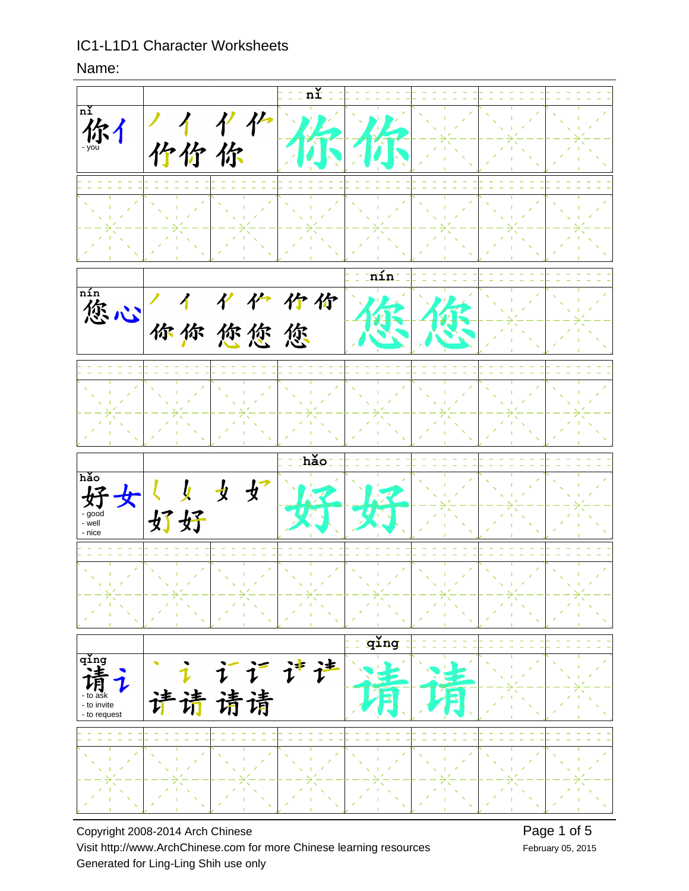# IC1-L1D1 Character Worksheets

Name:

| Character | Stroke order | Practice | |
|---|---|---|---|
| nǐ 你 亻 - you | 丿 亻 亻' 亻' 仲 仲 你 | 你 (nǐ) | 你 |
| nín 您 心 | 丿 亻 亻' 亻' 仲 仲 你 你 您 您 您 | 您 (nín) | 您 |
| hǎo 好 女 - good - well - nice | 乚 女 女 女 好 好 | 好 (hǎo) | 好 |
| qǐng 请 讠 - to ask - to invite - to request | 丶 讠 讠 讠 讠 讠 请 请 请 请 | 请 (qǐng) | 请 |

Copyright 2008-2014 Arch Chinese

Visit http://www.ArchChinese.com for more Chinese learning resources

Generated for Ling-Ling Shih use only

February 05, 2015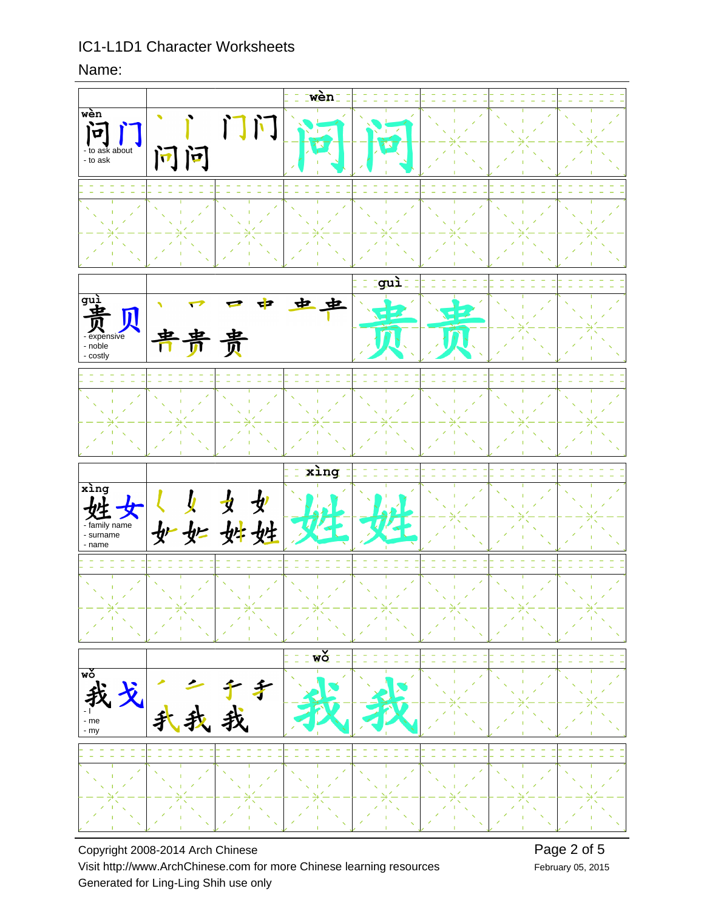# IC1-L1D1 Character Worksheets

Name:

| Character | Stroke order | Practice |
| --- | --- | --- |
| wèn 问 门 - to ask about - to ask | 丶 门 门 问 问 问 | wèn 问 问 |
| guì 贵 贝 - expensive - noble - costly | 丶 口 口 中 虫 虫 贵 贵 贵 | guì 贵 贵 |
| xìng 姓 女 - family name - surname - name | 乚 女 女 女 女 女 女 姓 | xìng 姓 姓 |
| wǒ 我 戈 - I - me - my | 丿 二 手 手 我 我 我 | wǒ 我 我 |

Copyright 2008-2014 Arch Chinese

Visit http://www.ArchChinese.com for more Chinese learning resources

Generated for Ling-Ling Shih use only

February 05, 2015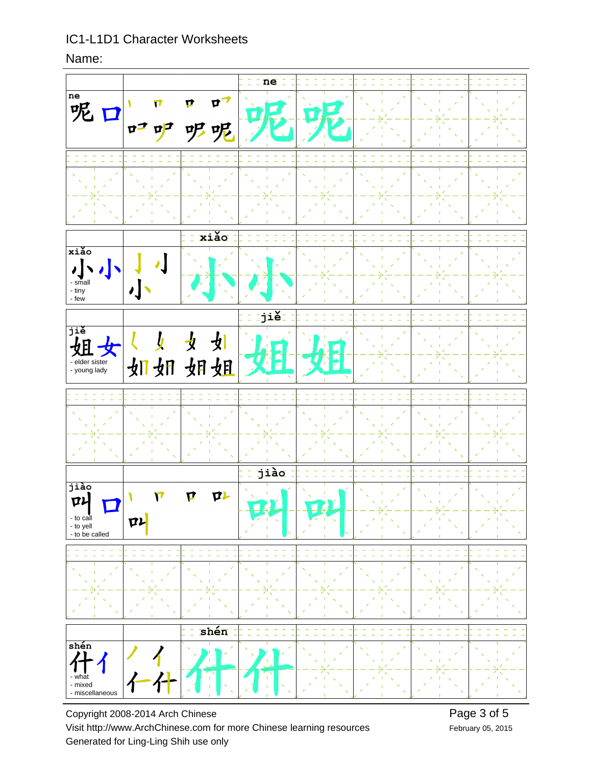IC1-L1D1 Character Worksheets

Name:

**ne**
呢 口

ne

呢 呢

**xiǎo**
小 小
- small
- tiny
- few

xiǎo

小 小

**jiě**
姐 女
- elder sister
- young lady

jiě

姐 姐

**jiào**
叫 口
- to call
- to yell
- to be called

jiào

叫 叫

**shén**
什 亻
- what
- mixed
- miscellaneous

shén

什 什

Copyright 2008-2014 Arch Chinese
Visit http://www.ArchChinese.com for more Chinese learning resources
Generated for Ling-Ling Shih use only

February 05, 2015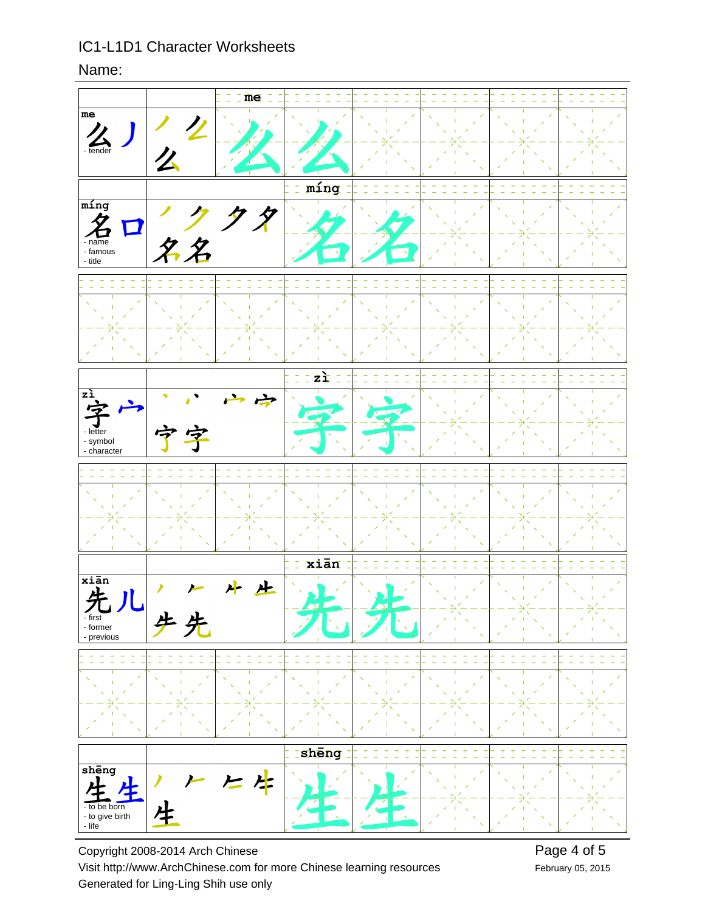# IC1-L1D1 Character Worksheets

Name:

| Character | Radical | Meaning | Stroke order | Pinyin |
|---|---|---|---|---|
| 么 | 丿 | - tender | 丿 ⺀ 么 | me |
| 名 | 口 | - name<br>- famous<br>- title | 丿 ク 夕 夕 名 名 | míng |
| 字 | 宀 | - letter<br>- symbol<br>- character | 丶 丶 宀 宀 字 字 | zì |
| 先 | 儿 | - first<br>- former<br>- previous | 丿 𠂉 ⺧ 生 生 先 | xiān |
| 生 | 生 | - to be born<br>- to give birth<br>- life | 丿 𠂉 ⺧ 生 生 | shēng |

Copyright 2008-2014 Arch Chinese

Visit http://www.ArchChinese.com for more Chinese learning resources

Generated for Ling-Ling Shih use only

February 05, 2015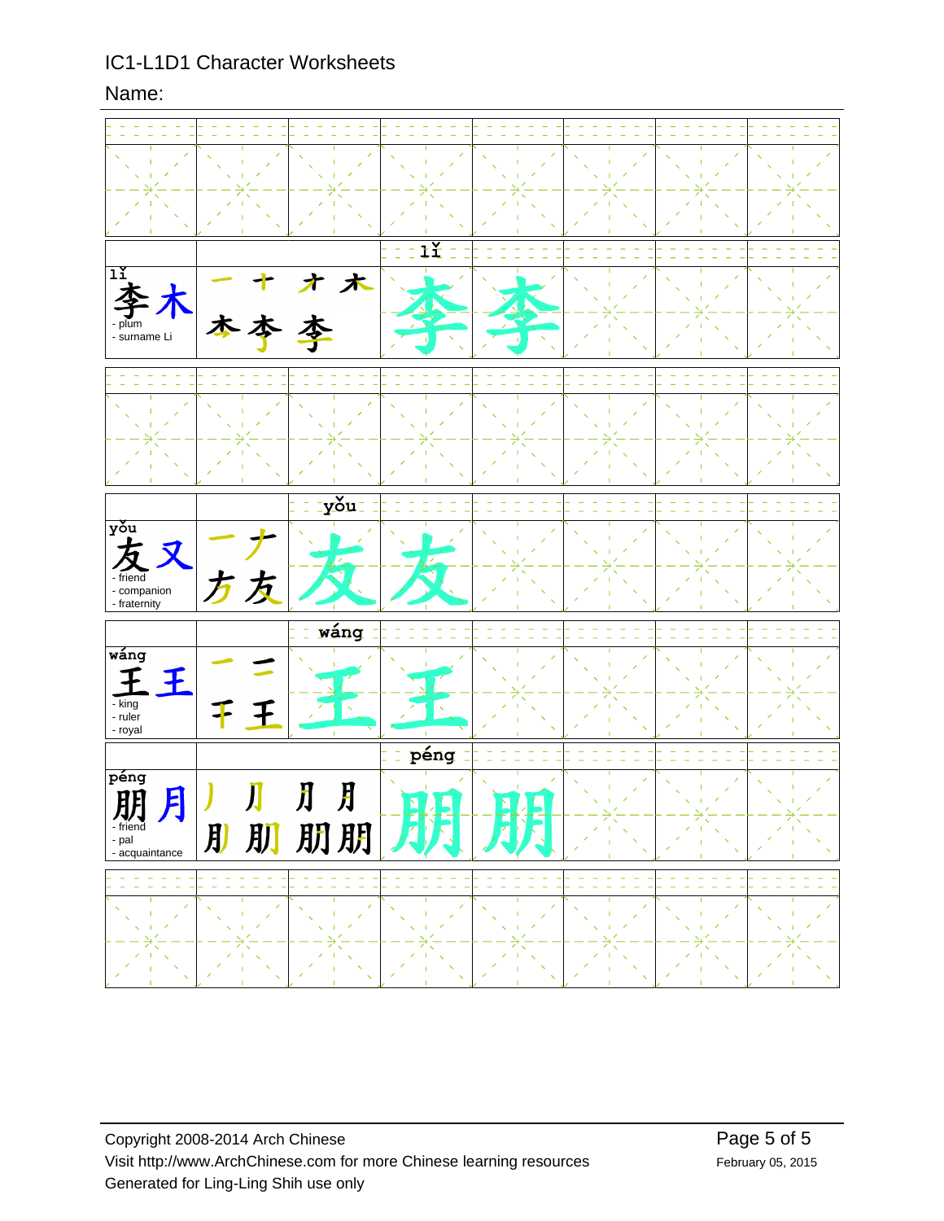IC1-L1D1 Character Worksheets

Name:

| | | | | | | | |
|---|---|---|---|---|---|---|---|
| lǐ 李 木 - plum - surname Li | 一 十 才 木 杢 李 李 | | lǐ 李 | 李 | | | |
| yǒu 友 又 - friend - companion - fraternity | 一 ナ 方 友 | yǒu 友 | 友 | | | | |
| wáng 王 王 - king - ruler - royal | 一 二 千 王 | wáng 王 | 王 | | | | |
| péng 朋 月 - friend - pal - acquaintance | 丿 刀 月 月 月 肌 朋 朋 | | péng 朋 | 朋 | | | |

Copyright 2008-2014 Arch Chinese
Visit http://www.ArchChinese.com for more Chinese learning resources
Generated for Ling-Ling Shih use only

February 05, 2015